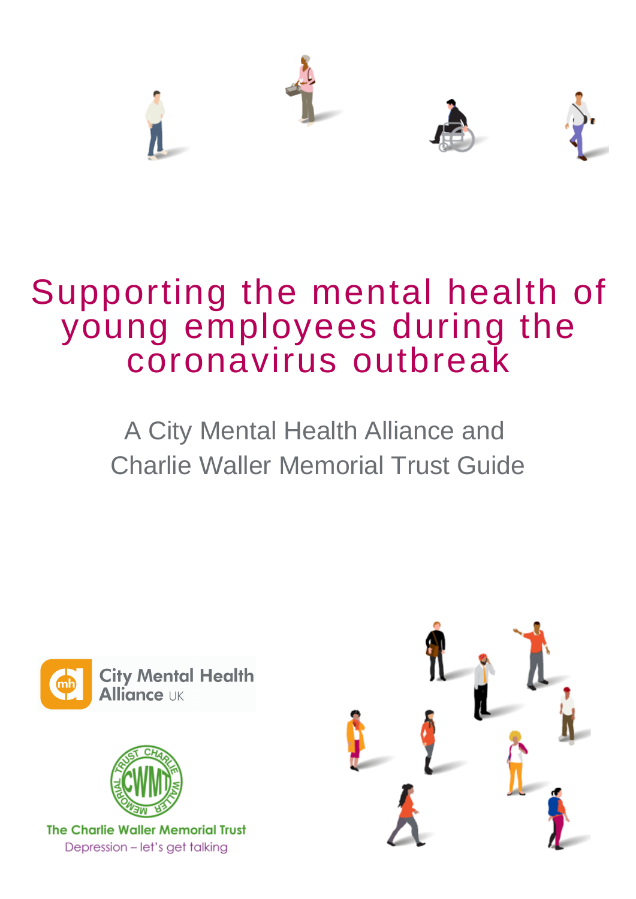# Supporting the mental health of young employees during the coronavirus outbreak

A City Mental Health Alliance and Charlie Waller Memorial Trust Guide

City Mental Health Alliance UK

The Charlie Waller Memorial Trust
Depression – let's get talking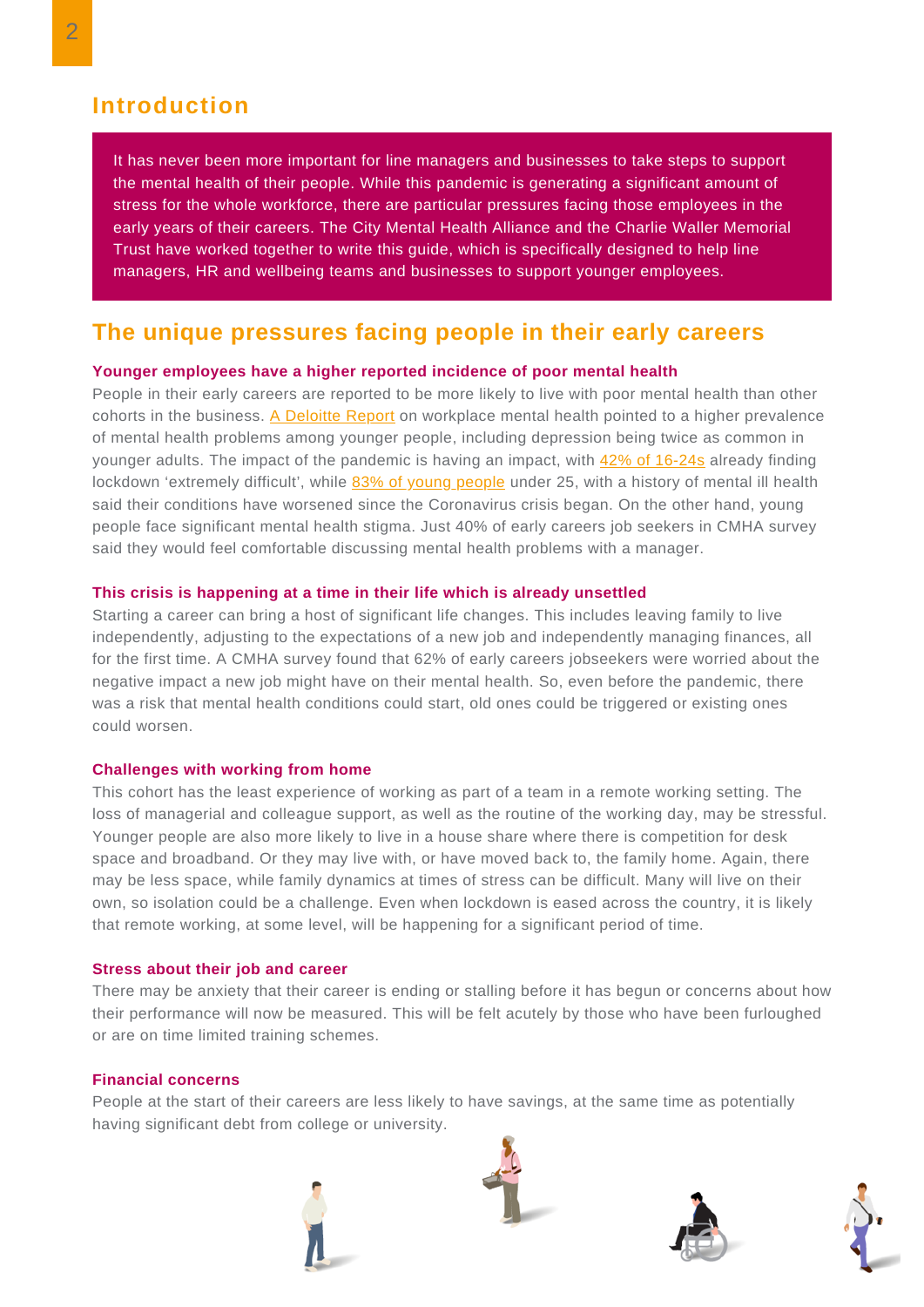## Introduction

It has never been more important for line managers and businesses to take steps to support the mental health of their people. While this pandemic is generating a significant amount of stress for the whole workforce, there are particular pressures facing those employees in the early years of their careers. The City Mental Health Alliance and the Charlie Waller Memorial Trust have worked together to write this guide, which is specifically designed to help line managers, HR and wellbeing teams and businesses to support younger employees.

## The unique pressures facing people in their early careers

### Younger employees have a higher reported incidence of poor mental health

People in their early careers are reported to be more likely to live with poor mental health than other cohorts in the business. A Deloitte Report on workplace mental health pointed to a higher prevalence of mental health problems among younger people, including depression being twice as common in younger adults. The impact of the pandemic is having an impact, with 42% of 16-24s already finding lockdown 'extremely difficult', while 83% of young people under 25, with a history of mental ill health said their conditions have worsened since the Coronavirus crisis began. On the other hand, young people face significant mental health stigma. Just 40% of early careers job seekers in CMHA survey said they would feel comfortable discussing mental health problems with a manager.

### This crisis is happening at a time in their life which is already unsettled

Starting a career can bring a host of significant life changes. This includes leaving family to live independently, adjusting to the expectations of a new job and independently managing finances, all for the first time. A CMHA survey found that 62% of early careers jobseekers were worried about the negative impact a new job might have on their mental health. So, even before the pandemic, there was a risk that mental health conditions could start, old ones could be triggered or existing ones could worsen.

### Challenges with working from home

This cohort has the least experience of working as part of a team in a remote working setting. The loss of managerial and colleague support, as well as the routine of the working day, may be stressful. Younger people are also more likely to live in a house share where there is competition for desk space and broadband. Or they may live with, or have moved back to, the family home. Again, there may be less space, while family dynamics at times of stress can be difficult. Many will live on their own, so isolation could be a challenge. Even when lockdown is eased across the country, it is likely that remote working, at some level, will be happening for a significant period of time.

### Stress about their job and career

There may be anxiety that their career is ending or stalling before it has begun or concerns about how their performance will now be measured. This will be felt acutely by those who have been furloughed or are on time limited training schemes.

### Financial concerns

People at the start of their careers are less likely to have savings, at the same time as potentially having significant debt from college or university.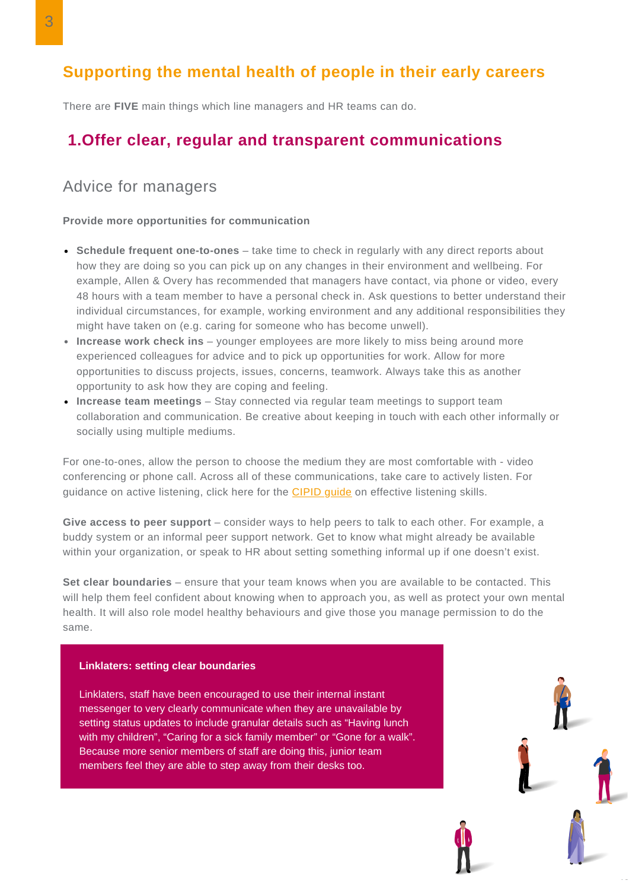## Supporting the mental health of people in their early careers

There are **FIVE** main things which line managers and HR teams can do.

## 1.Offer clear, regular and transparent communications

### Advice for managers

**Provide more opportunities for communication**

- **Schedule frequent one-to-ones** – take time to check in regularly with any direct reports about how they are doing so you can pick up on any changes in their environment and wellbeing. For example, Allen & Overy has recommended that managers have contact, via phone or video, every 48 hours with a team member to have a personal check in. Ask questions to better understand their individual circumstances, for example, working environment and any additional responsibilities they might have taken on (e.g. caring for someone who has become unwell).
- **Increase work check ins** – younger employees are more likely to miss being around more experienced colleagues for advice and to pick up opportunities for work. Allow for more opportunities to discuss projects, issues, concerns, teamwork. Always take this as another opportunity to ask how they are coping and feeling.
- **Increase team meetings** – Stay connected via regular team meetings to support team collaboration and communication. Be creative about keeping in touch with each other informally or socially using multiple mediums.

For one-to-ones, allow the person to choose the medium they are most comfortable with - video conferencing or phone call. Across all of these communications, take care to actively listen. For guidance on active listening, click here for the CIPID guide on effective listening skills.

**Give access to peer support** – consider ways to help peers to talk to each other. For example, a buddy system or an informal peer support network. Get to know what might already be available within your organization, or speak to HR about setting something informal up if one doesn't exist.

**Set clear boundaries** – ensure that your team knows when you are available to be contacted. This will help them feel confident about knowing when to approach you, as well as protect your own mental health. It will also role model healthy behaviours and give those you manage permission to do the same.

**Linklaters: setting clear boundaries**

Linklaters, staff have been encouraged to use their internal instant messenger to very clearly communicate when they are unavailable by setting status updates to include granular details such as "Having lunch with my children", "Caring for a sick family member" or "Gone for a walk". Because more senior members of staff are doing this, junior team members feel they are able to step away from their desks too.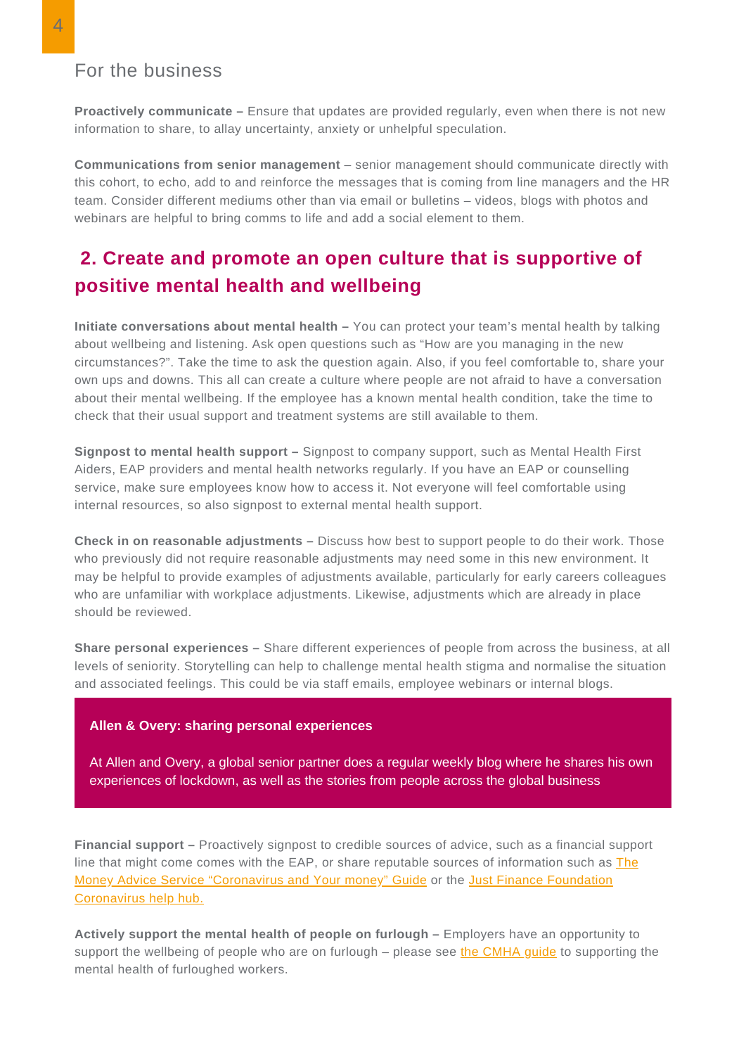### For the business

**Proactively communicate –** Ensure that updates are provided regularly, even when there is not new information to share, to allay uncertainty, anxiety or unhelpful speculation.

**Communications from senior management** – senior management should communicate directly with this cohort, to echo, add to and reinforce the messages that is coming from line managers and the HR team. Consider different mediums other than via email or bulletins – videos, blogs with photos and webinars are helpful to bring comms to life and add a social element to them.

## 2. Create and promote an open culture that is supportive of positive mental health and wellbeing

**Initiate conversations about mental health –** You can protect your team's mental health by talking about wellbeing and listening. Ask open questions such as "How are you managing in the new circumstances?". Take the time to ask the question again. Also, if you feel comfortable to, share your own ups and downs. This all can create a culture where people are not afraid to have a conversation about their mental wellbeing. If the employee has a known mental health condition, take the time to check that their usual support and treatment systems are still available to them.

**Signpost to mental health support –** Signpost to company support, such as Mental Health First Aiders, EAP providers and mental health networks regularly. If you have an EAP or counselling service, make sure employees know how to access it. Not everyone will feel comfortable using internal resources, so also signpost to external mental health support.

**Check in on reasonable adjustments –** Discuss how best to support people to do their work. Those who previously did not require reasonable adjustments may need some in this new environment. It may be helpful to provide examples of adjustments available, particularly for early careers colleagues who are unfamiliar with workplace adjustments. Likewise, adjustments which are already in place should be reviewed.

**Share personal experiences –** Share different experiences of people from across the business, at all levels of seniority. Storytelling can help to challenge mental health stigma and normalise the situation and associated feelings. This could be via staff emails, employee webinars or internal blogs.

> **Allen & Overy: sharing personal experiences**
>
> At Allen and Overy, a global senior partner does a regular weekly blog where he shares his own experiences of lockdown, as well as the stories from people across the global business

**Financial support –** Proactively signpost to credible sources of advice, such as a financial support line that might come comes with the EAP, or share reputable sources of information such as The Money Advice Service "Coronavirus and Your money" Guide or the Just Finance Foundation Coronavirus help hub.

**Actively support the mental health of people on furlough –** Employers have an opportunity to support the wellbeing of people who are on furlough – please see the CMHA guide to supporting the mental health of furloughed workers.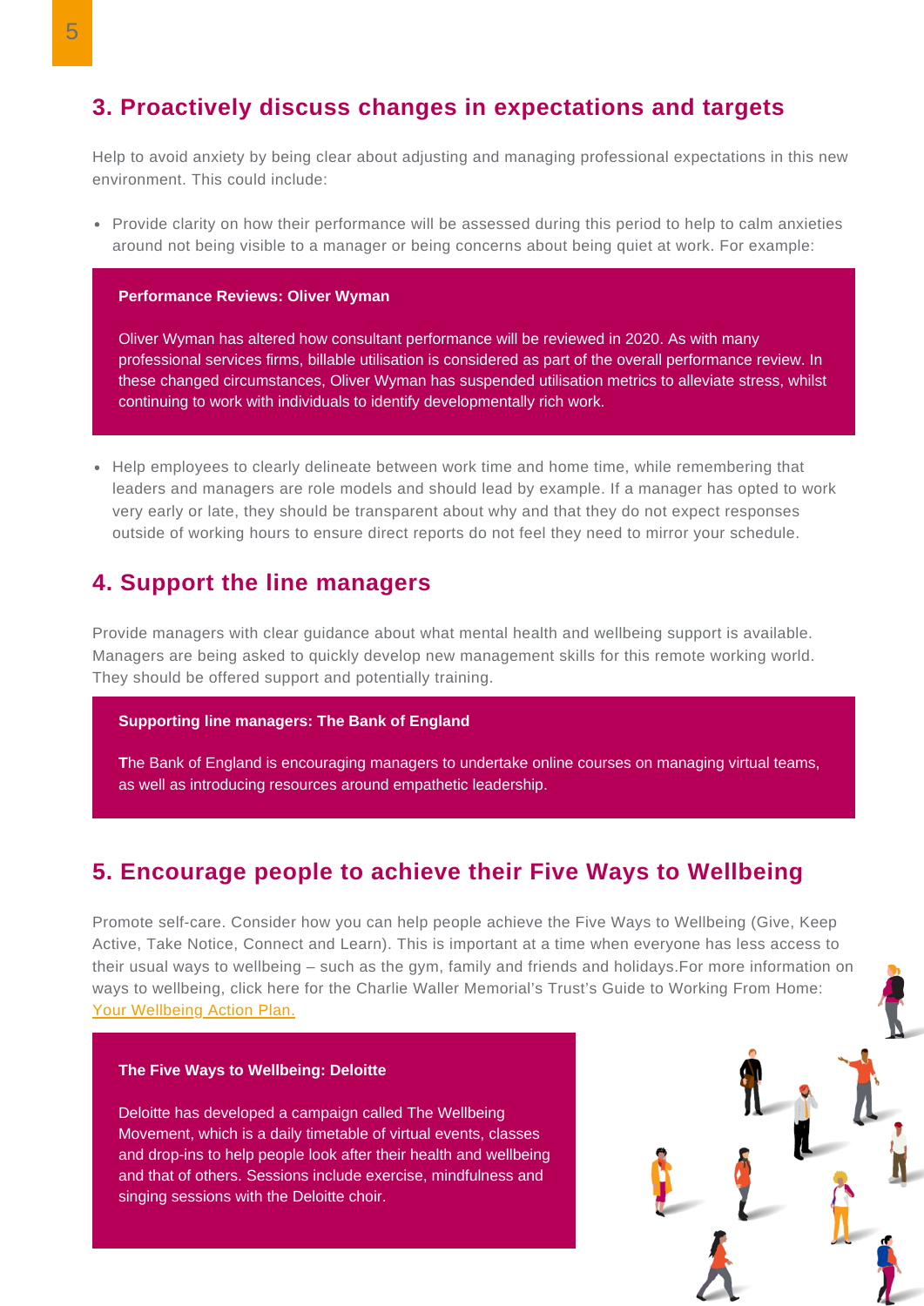## 3. Proactively discuss changes in expectations and targets

Help to avoid anxiety by being clear about adjusting and managing professional expectations in this new environment. This could include:

- Provide clarity on how their performance will be assessed during this period to help to calm anxieties around not being visible to a manager or being concerns about being quiet at work. For example:

> **Performance Reviews: Oliver Wyman**
>
> Oliver Wyman has altered how consultant performance will be reviewed in 2020. As with many professional services firms, billable utilisation is considered as part of the overall performance review. In these changed circumstances, Oliver Wyman has suspended utilisation metrics to alleviate stress, whilst continuing to work with individuals to identify developmentally rich work.

- Help employees to clearly delineate between work time and home time, while remembering that leaders and managers are role models and should lead by example. If a manager has opted to work very early or late, they should be transparent about why and that they do not expect responses outside of working hours to ensure direct reports do not feel they need to mirror your schedule.

## 4. Support the line managers

Provide managers with clear guidance about what mental health and wellbeing support is available. Managers are being asked to quickly develop new management skills for this remote working world. They should be offered support and potentially training.

> **Supporting line managers: The Bank of England**
>
> **T**he Bank of England is encouraging managers to undertake online courses on managing virtual teams, as well as introducing resources around empathetic leadership.

## 5. Encourage people to achieve their Five Ways to Wellbeing

Promote self-care. Consider how you can help people achieve the Five Ways to Wellbeing (Give, Keep Active, Take Notice, Connect and Learn). This is important at a time when everyone has less access to their usual ways to wellbeing – such as the gym, family and friends and holidays.For more information on ways to wellbeing, click here for the Charlie Waller Memorial's Trust's Guide to Working From Home: Your Wellbeing Action Plan.

> **The Five Ways to Wellbeing: Deloitte**
>
> Deloitte has developed a campaign called The Wellbeing Movement, which is a daily timetable of virtual events, classes and drop-ins to help people look after their health and wellbeing and that of others. Sessions include exercise, mindfulness and singing sessions with the Deloitte choir.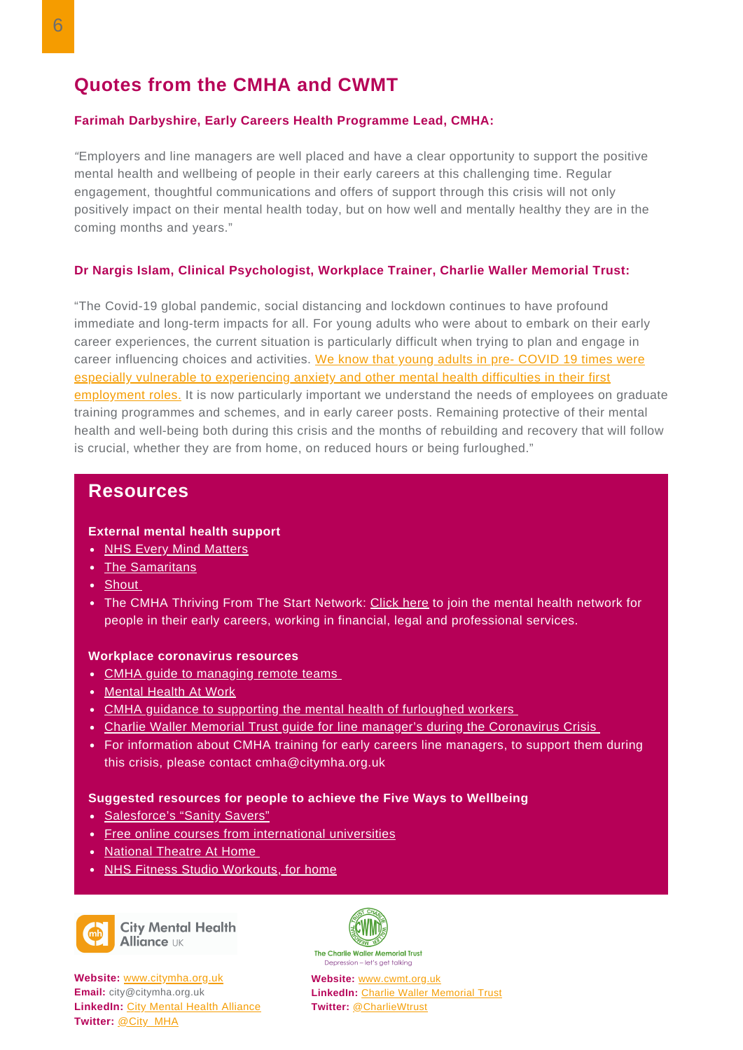## Quotes from the CMHA and CWMT

**Farimah Darbyshire, Early Careers Health Programme Lead, CMHA:**

"Employers and line managers are well placed and have a clear opportunity to support the positive mental health and wellbeing of people in their early careers at this challenging time. Regular engagement, thoughtful communications and offers of support through this crisis will not only positively impact on their mental health today, but on how well and mentally healthy they are in the coming months and years."

**Dr Nargis Islam, Clinical Psychologist, Workplace Trainer, Charlie Waller Memorial Trust:**

"The Covid-19 global pandemic, social distancing and lockdown continues to have profound immediate and long-term impacts for all. For young adults who were about to embark on their early career experiences, the current situation is particularly difficult when trying to plan and engage in career influencing choices and activities. We know that young adults in pre- COVID 19 times were especially vulnerable to experiencing anxiety and other mental health difficulties in their first employment roles. It is now particularly important we understand the needs of employees on graduate training programmes and schemes, and in early career posts. Remaining protective of their mental health and well-being both during this crisis and the months of rebuilding and recovery that will follow is crucial, whether they are from home, on reduced hours or being furloughed."

## Resources

**External mental health support**

- NHS Every Mind Matters
- The Samaritans
- Shout
- The CMHA Thriving From The Start Network: Click here to join the mental health network for people in their early careers, working in financial, legal and professional services.

**Workplace coronavirus resources**

- CMHA guide to managing remote teams
- Mental Health At Work
- CMHA guidance to supporting the mental health of furloughed workers
- Charlie Waller Memorial Trust guide for line manager's during the Coronavirus Crisis
- For information about CMHA training for early careers line managers, to support them during this crisis, please contact cmha@citymha.org.uk

**Suggested resources for people to achieve the Five Ways to Wellbeing**

- Salesforce's "Sanity Savers"
- Free online courses from international universities
- National Theatre At Home
- NHS Fitness Studio Workouts, for home

City Mental Health Alliance UK

**Website:** www.citymha.org.uk
**Email:** city@citymha.org.uk
**LinkedIn:** City Mental Health Alliance
**Twitter:** @City_MHA

The Charlie Waller Memorial Trust
Depression – let's get talking

**Website:** www.cwmt.org.uk
**LinkedIn:** Charlie Waller Memorial Trust
**Twitter:** @CharlieWtrust